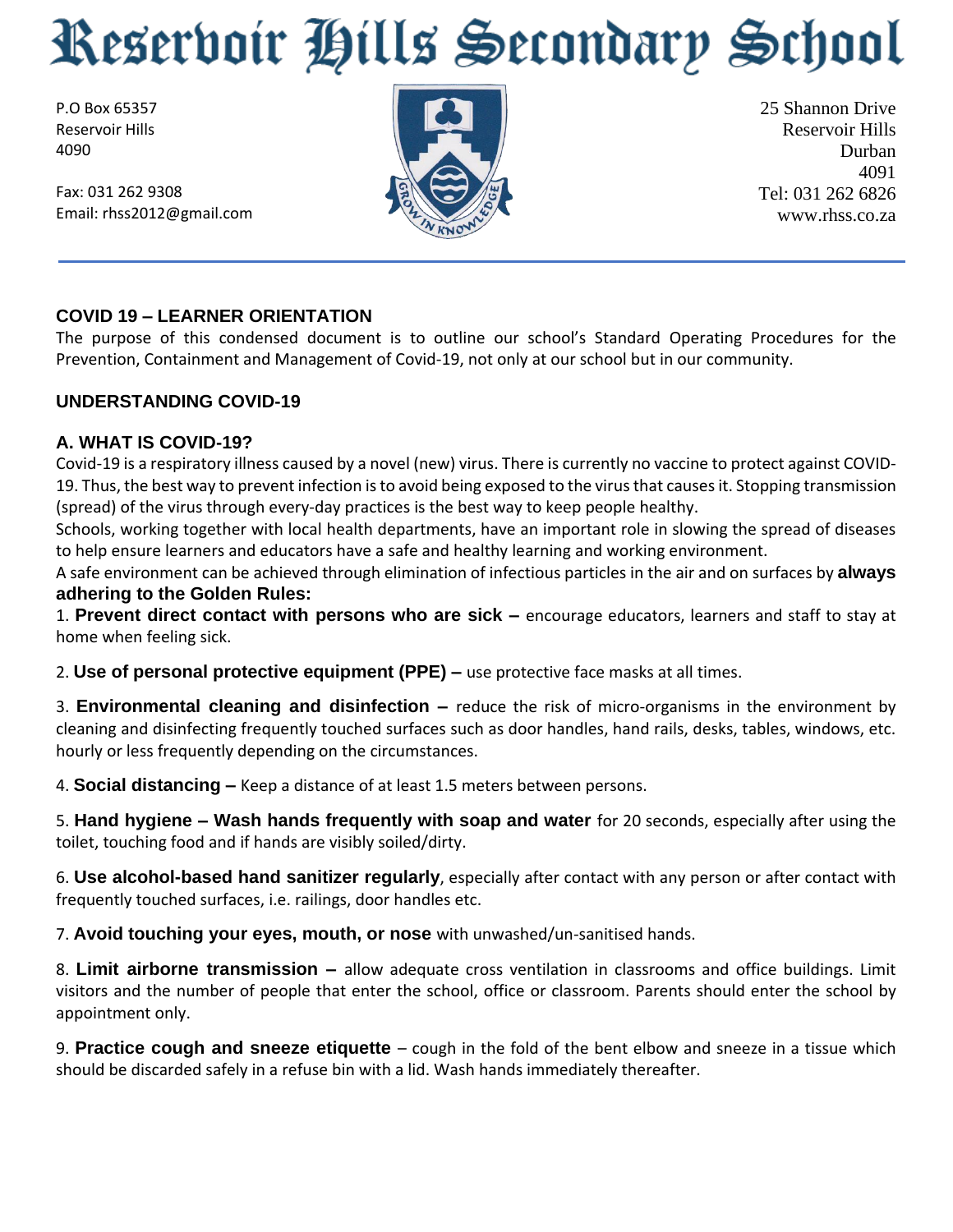# Reservoir Hills Secondary School

P.O Box 65357
Reservoir Hills
4090

Fax: 031 262 9308
Email: rhss2012@gmail.com

25 Shannon Drive
Reservoir Hills
Durban
4091
Tel: 031 262 6826
www.rhss.co.za

GROW IN KNOWLEDGE

## COVID 19 – LEARNER ORIENTATION

The purpose of this condensed document is to outline our school's Standard Operating Procedures for the Prevention, Containment and Management of Covid-19, not only at our school but in our community.

## UNDERSTANDING COVID-19

### A. WHAT IS COVID-19?

Covid-19 is a respiratory illness caused by a novel (new) virus. There is currently no vaccine to protect against COVID-19. Thus, the best way to prevent infection is to avoid being exposed to the virus that causes it. Stopping transmission (spread) of the virus through every-day practices is the best way to keep people healthy.

Schools, working together with local health departments, have an important role in slowing the spread of diseases to help ensure learners and educators have a safe and healthy learning and working environment.

A safe environment can be achieved through elimination of infectious particles in the air and on surfaces by **always adhering to the Golden Rules:**

1. **Prevent direct contact with persons who are sick –** encourage educators, learners and staff to stay at home when feeling sick.

2. **Use of personal protective equipment (PPE) –** use protective face masks at all times.

3. **Environmental cleaning and disinfection –** reduce the risk of micro-organisms in the environment by cleaning and disinfecting frequently touched surfaces such as door handles, hand rails, desks, tables, windows, etc. hourly or less frequently depending on the circumstances.

4. **Social distancing –** Keep a distance of at least 1.5 meters between persons.

5. **Hand hygiene – Wash hands frequently with soap and water** for 20 seconds, especially after using the toilet, touching food and if hands are visibly soiled/dirty.

6. **Use alcohol-based hand sanitizer regularly**, especially after contact with any person or after contact with frequently touched surfaces, i.e. railings, door handles etc.

7. **Avoid touching your eyes, mouth, or nose** with unwashed/un-sanitised hands.

8. **Limit airborne transmission –** allow adequate cross ventilation in classrooms and office buildings. Limit visitors and the number of people that enter the school, office or classroom. Parents should enter the school by appointment only.

9. **Practice cough and sneeze etiquette** – cough in the fold of the bent elbow and sneeze in a tissue which should be discarded safely in a refuse bin with a lid. Wash hands immediately thereafter.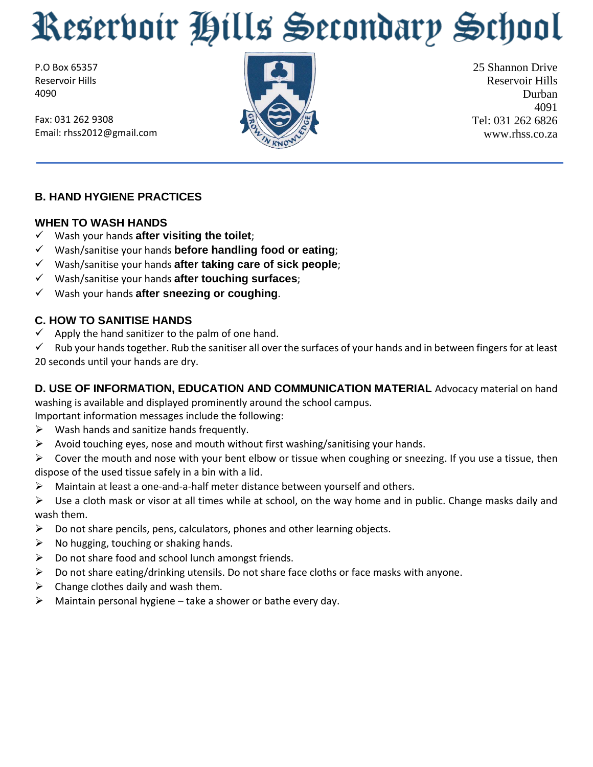# Reservoir Hills Secondary School

P.O Box 65357
Reservoir Hills
4090

Fax: 031 262 9308
Email: rhss2012@gmail.com

25 Shannon Drive
Reservoir Hills
Durban
4091
Tel: 031 262 6826
www.rhss.co.za

## B. HAND HYGIENE PRACTICES

### WHEN TO WASH HANDS

- ✓ Wash your hands **after visiting the toilet**;
- ✓ Wash/sanitise your hands **before handling food or eating**;
- ✓ Wash/sanitise your hands **after taking care of sick people**;
- ✓ Wash/sanitise your hands **after touching surfaces**;
- ✓ Wash your hands **after sneezing or coughing**.

## C. HOW TO SANITISE HANDS

- ✓ Apply the hand sanitizer to the palm of one hand.
- ✓ Rub your hands together. Rub the sanitiser all over the surfaces of your hands and in between fingers for at least 20 seconds until your hands are dry.

**D. USE OF INFORMATION, EDUCATION AND COMMUNICATION MATERIAL** Advocacy material on hand washing is available and displayed prominently around the school campus.

Important information messages include the following:

- ➢ Wash hands and sanitize hands frequently.
- ➢ Avoid touching eyes, nose and mouth without first washing/sanitising your hands.
- ➢ Cover the mouth and nose with your bent elbow or tissue when coughing or sneezing. If you use a tissue, then dispose of the used tissue safely in a bin with a lid.
- ➢ Maintain at least a one-and-a-half meter distance between yourself and others.
- ➢ Use a cloth mask or visor at all times while at school, on the way home and in public. Change masks daily and wash them.
- ➢ Do not share pencils, pens, calculators, phones and other learning objects.
- ➢ No hugging, touching or shaking hands.
- ➢ Do not share food and school lunch amongst friends.
- ➢ Do not share eating/drinking utensils. Do not share face cloths or face masks with anyone.
- ➢ Change clothes daily and wash them.
- ➢ Maintain personal hygiene – take a shower or bathe every day.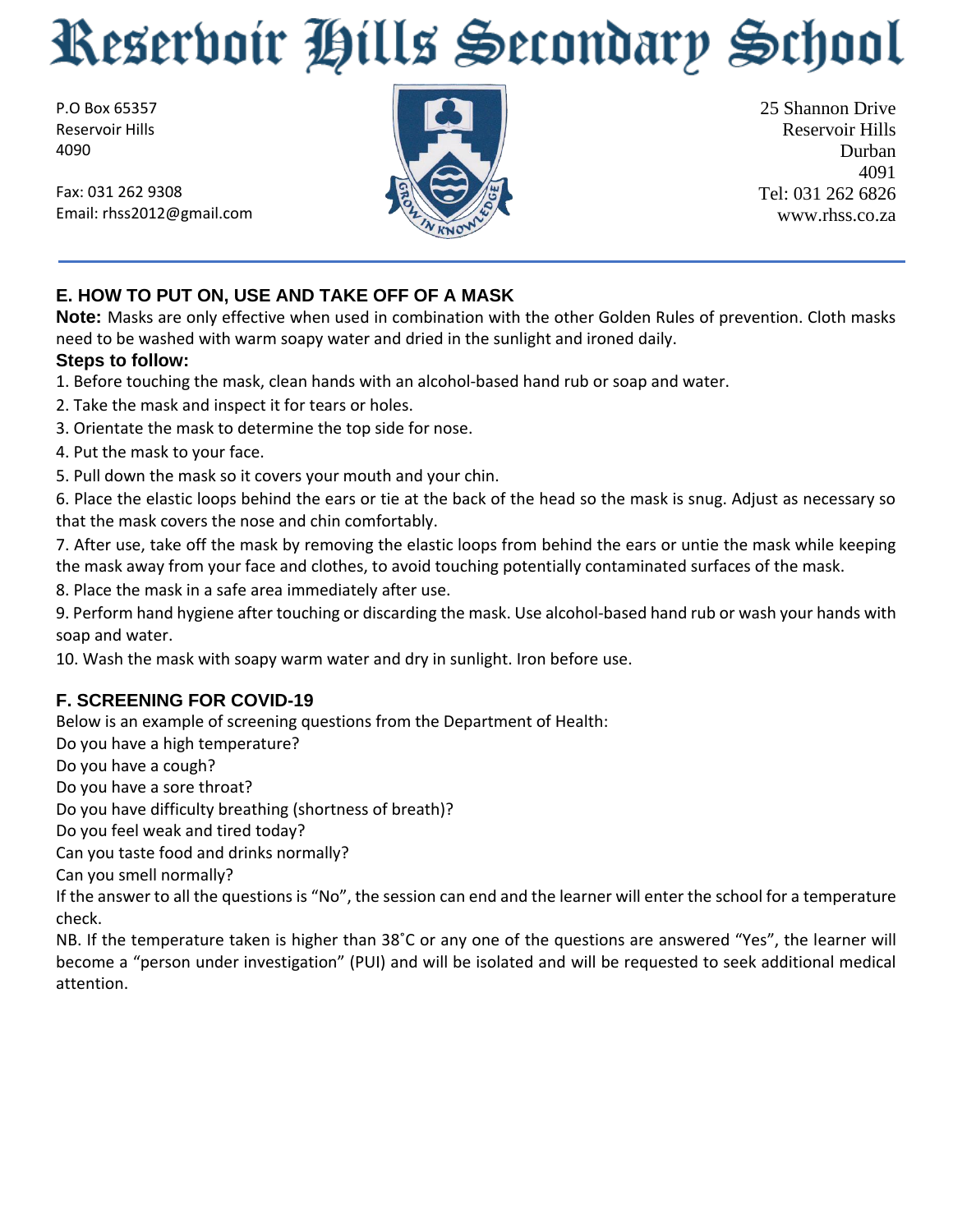# Reservoir Hills Secondary School

P.O Box 65357
Reservoir Hills
4090

Fax: 031 262 9308
Email: rhss2012@gmail.com

25 Shannon Drive
Reservoir Hills
Durban
4091
Tel: 031 262 6826
www.rhss.co.za

## E. HOW TO PUT ON, USE AND TAKE OFF OF A MASK

**Note:** Masks are only effective when used in combination with the other Golden Rules of prevention. Cloth masks need to be washed with warm soapy water and dried in the sunlight and ironed daily.

**Steps to follow:**

1. Before touching the mask, clean hands with an alcohol-based hand rub or soap and water.
2. Take the mask and inspect it for tears or holes.
3. Orientate the mask to determine the top side for nose.
4. Put the mask to your face.
5. Pull down the mask so it covers your mouth and your chin.
6. Place the elastic loops behind the ears or tie at the back of the head so the mask is snug. Adjust as necessary so that the mask covers the nose and chin comfortably.
7. After use, take off the mask by removing the elastic loops from behind the ears or untie the mask while keeping the mask away from your face and clothes, to avoid touching potentially contaminated surfaces of the mask.
8. Place the mask in a safe area immediately after use.
9. Perform hand hygiene after touching or discarding the mask. Use alcohol-based hand rub or wash your hands with soap and water.
10. Wash the mask with soapy warm water and dry in sunlight. Iron before use.

## F. SCREENING FOR COVID-19

Below is an example of screening questions from the Department of Health:

Do you have a high temperature?

Do you have a cough?

Do you have a sore throat?

Do you have difficulty breathing (shortness of breath)?

Do you feel weak and tired today?

Can you taste food and drinks normally?

Can you smell normally?

If the answer to all the questions is “No”, the session can end and the learner will enter the school for a temperature check.

NB. If the temperature taken is higher than 38˚C or any one of the questions are answered “Yes”, the learner will become a “person under investigation” (PUI) and will be isolated and will be requested to seek additional medical attention.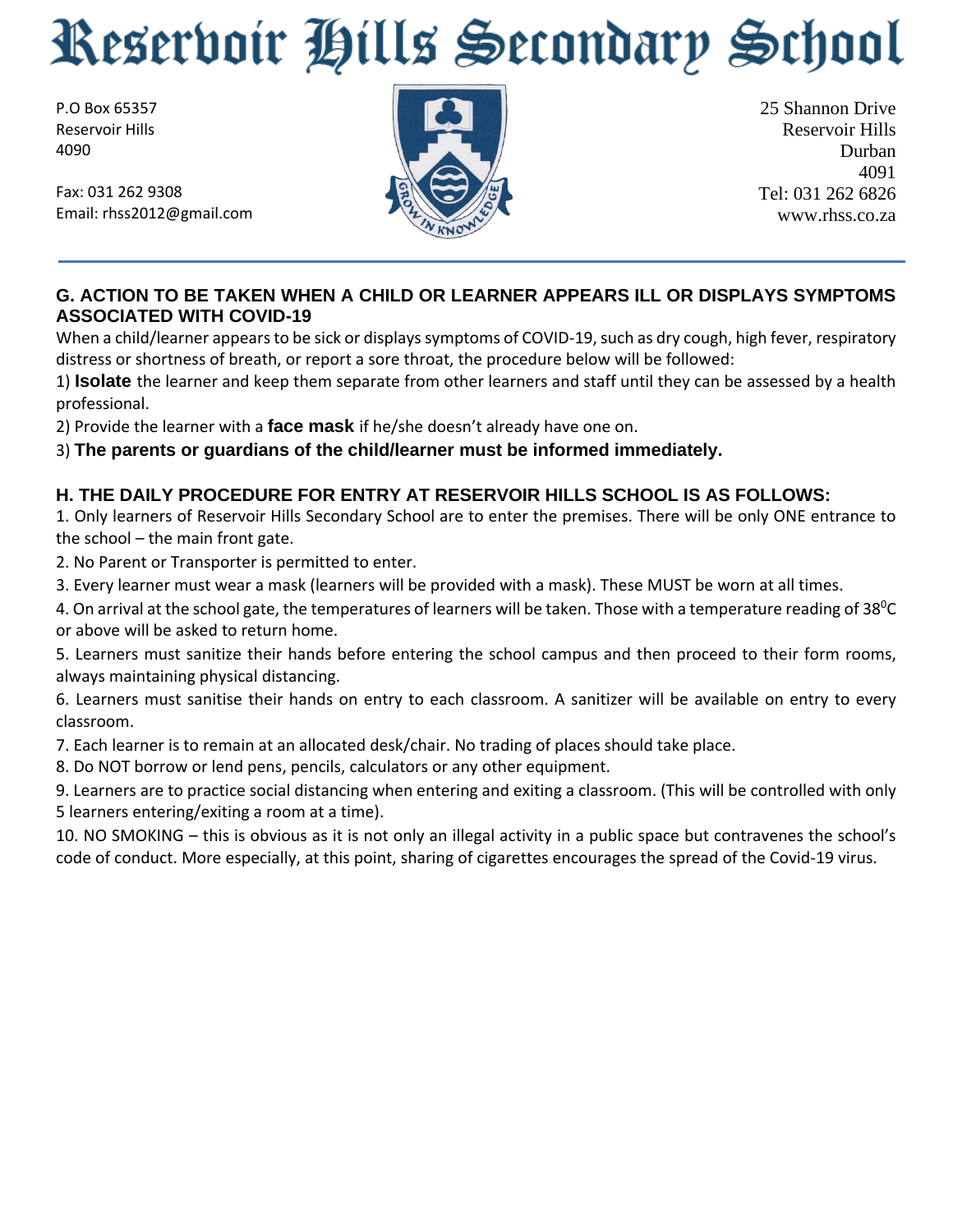# Reservoir Hills Secondary School

P.O Box 65357
Reservoir Hills
4090

Fax: 031 262 9308
Email: rhss2012@gmail.com

25 Shannon Drive
Reservoir Hills
Durban
4091
Tel: 031 262 6826
www.rhss.co.za

## G. ACTION TO BE TAKEN WHEN A CHILD OR LEARNER APPEARS ILL OR DISPLAYS SYMPTOMS ASSOCIATED WITH COVID-19

When a child/learner appears to be sick or displays symptoms of COVID-19, such as dry cough, high fever, respiratory distress or shortness of breath, or report a sore throat, the procedure below will be followed:

1) **Isolate** the learner and keep them separate from other learners and staff until they can be assessed by a health professional.

2) Provide the learner with a **face mask** if he/she doesn't already have one on.

3) **The parents or guardians of the child/learner must be informed immediately.**

## H. THE DAILY PROCEDURE FOR ENTRY AT RESERVOIR HILLS SCHOOL IS AS FOLLOWS:

1. Only learners of Reservoir Hills Secondary School are to enter the premises. There will be only ONE entrance to the school – the main front gate.
2. No Parent or Transporter is permitted to enter.
3. Every learner must wear a mask (learners will be provided with a mask). These MUST be worn at all times.
4. On arrival at the school gate, the temperatures of learners will be taken. Those with a temperature reading of $38^0$C or above will be asked to return home.
5. Learners must sanitize their hands before entering the school campus and then proceed to their form rooms, always maintaining physical distancing.
6. Learners must sanitise their hands on entry to each classroom. A sanitizer will be available on entry to every classroom.
7. Each learner is to remain at an allocated desk/chair. No trading of places should take place.
8. Do NOT borrow or lend pens, pencils, calculators or any other equipment.
9. Learners are to practice social distancing when entering and exiting a classroom. (This will be controlled with only 5 learners entering/exiting a room at a time).
10. NO SMOKING – this is obvious as it is not only an illegal activity in a public space but contravenes the school's code of conduct. More especially, at this point, sharing of cigarettes encourages the spread of the Covid-19 virus.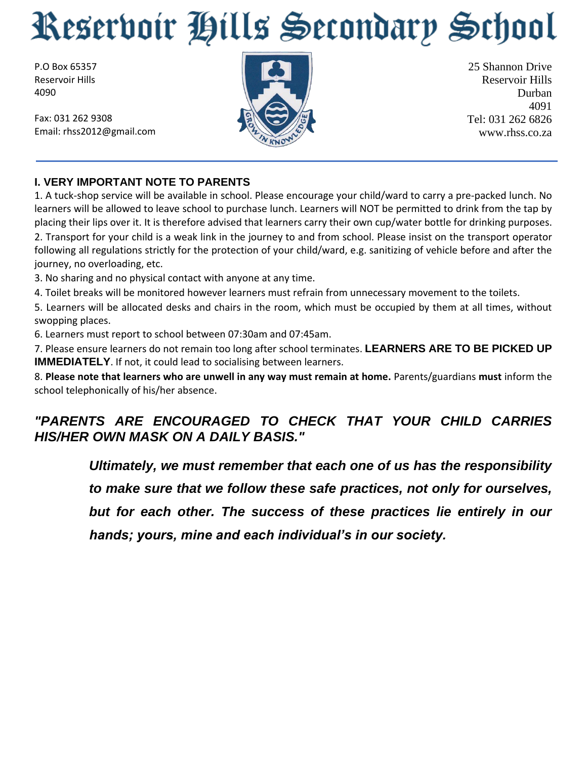# Reservoir Hills Secondary School

P.O Box 65357
Reservoir Hills
4090

Fax: 031 262 9308
Email: rhss2012@gmail.com

25 Shannon Drive
Reservoir Hills
Durban
4091
Tel: 031 262 6826
www.rhss.co.za

## I. VERY IMPORTANT NOTE TO PARENTS

1. A tuck-shop service will be available in school. Please encourage your child/ward to carry a pre-packed lunch. No learners will be allowed to leave school to purchase lunch. Learners will NOT be permitted to drink from the tap by placing their lips over it. It is therefore advised that learners carry their own cup/water bottle for drinking purposes.
2. Transport for your child is a weak link in the journey to and from school. Please insist on the transport operator following all regulations strictly for the protection of your child/ward, e.g. sanitizing of vehicle before and after the journey, no overloading, etc.
3. No sharing and no physical contact with anyone at any time.
4. Toilet breaks will be monitored however learners must refrain from unnecessary movement to the toilets.
5. Learners will be allocated desks and chairs in the room, which must be occupied by them at all times, without swopping places.
6. Learners must report to school between 07:30am and 07:45am.
7. Please ensure learners do not remain too long after school terminates. **LEARNERS ARE TO BE PICKED UP IMMEDIATELY**. If not, it could lead to socialising between learners.
8. **Please note that learners who are unwell in any way must remain at home.** Parents/guardians **must** inform the school telephonically of his/her absence.

***"PARENTS ARE ENCOURAGED TO CHECK THAT YOUR CHILD CARRIES HIS/HER OWN MASK ON A DAILY BASIS."***

***Ultimately, we must remember that each one of us has the responsibility to make sure that we follow these safe practices, not only for ourselves, but for each other. The success of these practices lie entirely in our hands; yours, mine and each individual's in our society.***